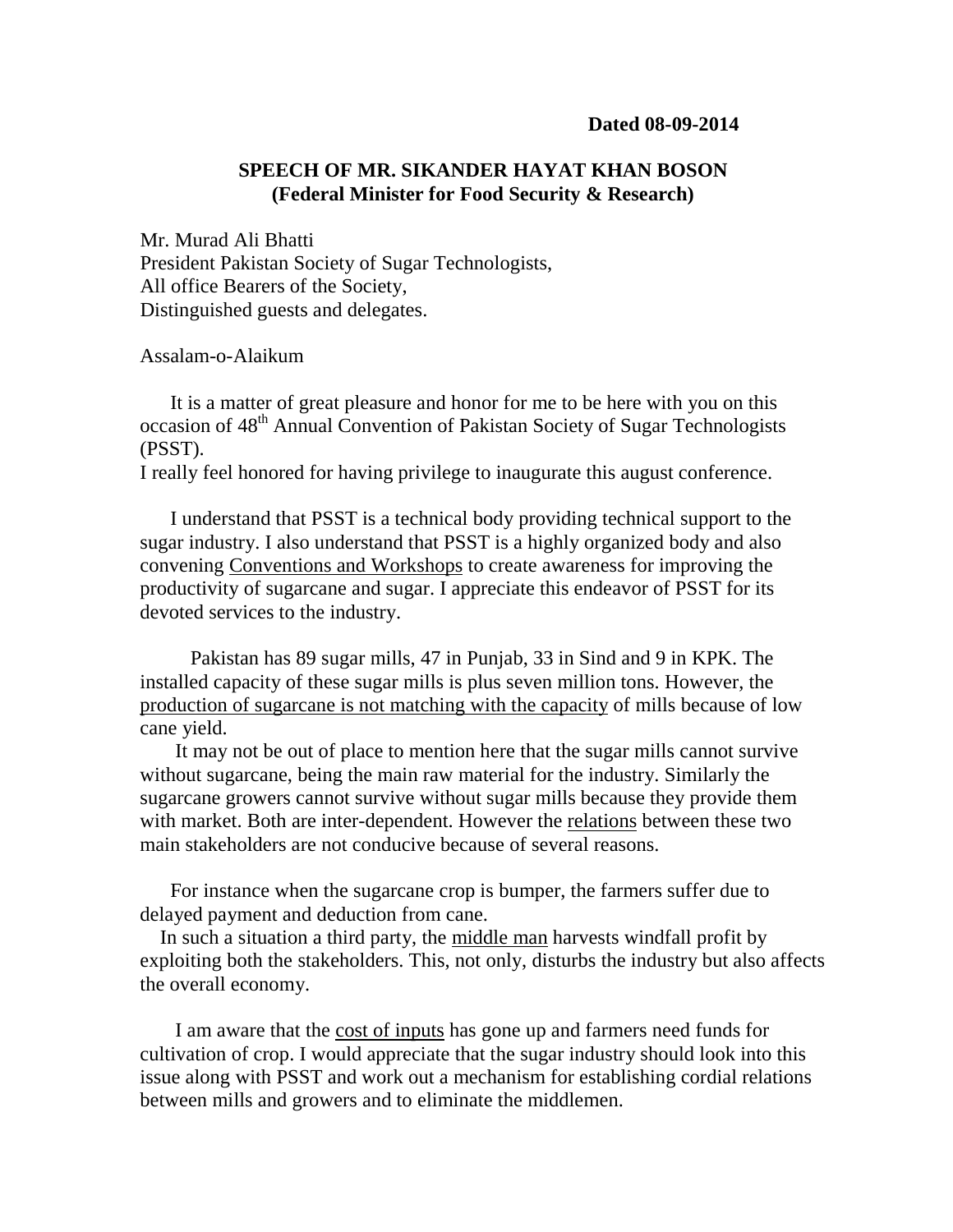**Dated 08-09-2014**

## SPEECH OF MR. SIKANDER HAYAT KHAN BOSON
### (Federal Minister for Food Security & Research)

Mr. Murad Ali Bhatti
President Pakistan Society of Sugar Technologists,
All office Bearers of the Society,
Distinguished guests and delegates.

Assalam-o-Alaikum

It is a matter of great pleasure and honor for me to be here with you on this occasion of 48th Annual Convention of Pakistan Society of Sugar Technologists (PSST).
I really feel honored for having privilege to inaugurate this august conference.

I understand that PSST is a technical body providing technical support to the sugar industry. I also understand that PSST is a highly organized body and also convening Conventions and Workshops to create awareness for improving the productivity of sugarcane and sugar. I appreciate this endeavor of PSST for its devoted services to the industry.

Pakistan has 89 sugar mills, 47 in Punjab, 33 in Sind and 9 in KPK. The installed capacity of these sugar mills is plus seven million tons. However, the production of sugarcane is not matching with the capacity of mills because of low cane yield.

It may not be out of place to mention here that the sugar mills cannot survive without sugarcane, being the main raw material for the industry. Similarly the sugarcane growers cannot survive without sugar mills because they provide them with market. Both are inter-dependent. However the relations between these two main stakeholders are not conducive because of several reasons.

For instance when the sugarcane crop is bumper, the farmers suffer due to delayed payment and deduction from cane.
In such a situation a third party, the middle man harvests windfall profit by exploiting both the stakeholders. This, not only, disturbs the industry but also affects the overall economy.

I am aware that the cost of inputs has gone up and farmers need funds for cultivation of crop. I would appreciate that the sugar industry should look into this issue along with PSST and work out a mechanism for establishing cordial relations between mills and growers and to eliminate the middlemen.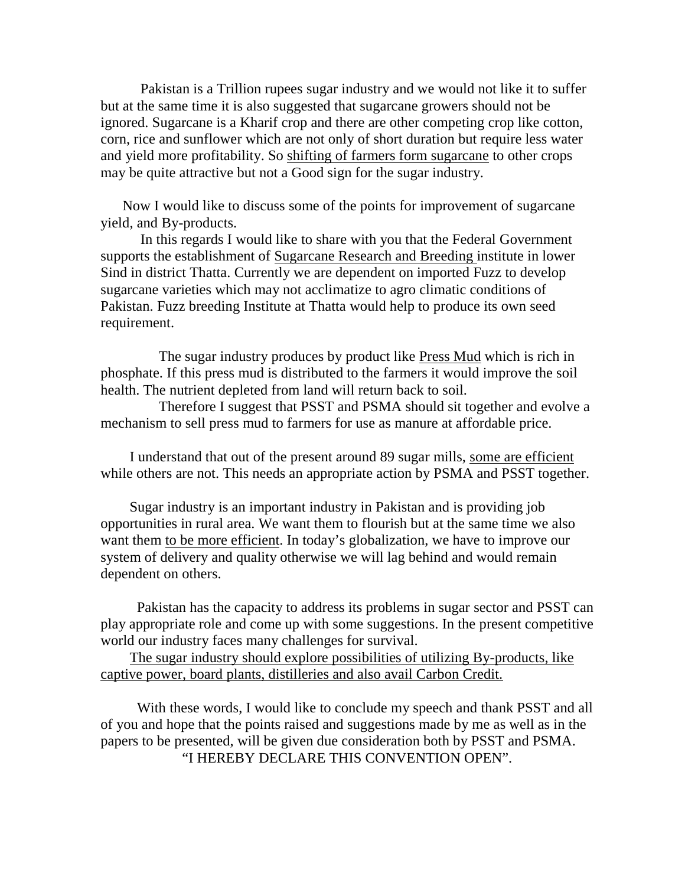Pakistan is a Trillion rupees sugar industry and we would not like it to suffer but at the same time it is also suggested that sugarcane growers should not be ignored. Sugarcane is a Kharif crop and there are other competing crop like cotton, corn, rice and sunflower which are not only of short duration but require less water and yield more profitability. So <u>shifting of farmers form sugarcane</u> to other crops may be quite attractive but not a Good sign for the sugar industry.

Now I would like to discuss some of the points for improvement of sugarcane yield, and By-products.

In this regards I would like to share with you that the Federal Government supports the establishment of <u>Sugarcane Research and Breeding</u> institute in lower Sind in district Thatta. Currently we are dependent on imported Fuzz to develop sugarcane varieties which may not acclimatize to agro climatic conditions of Pakistan. Fuzz breeding Institute at Thatta would help to produce its own seed requirement.

The sugar industry produces by product like <u>Press Mud</u> which is rich in phosphate. If this press mud is distributed to the farmers it would improve the soil health. The nutrient depleted from land will return back to soil.

Therefore I suggest that PSST and PSMA should sit together and evolve a mechanism to sell press mud to farmers for use as manure at affordable price.

I understand that out of the present around 89 sugar mills, <u>some are efficient</u> while others are not. This needs an appropriate action by PSMA and PSST together.

Sugar industry is an important industry in Pakistan and is providing job opportunities in rural area. We want them to flourish but at the same time we also want them <u>to be more efficient</u>. In today's globalization, we have to improve our system of delivery and quality otherwise we will lag behind and would remain dependent on others.

Pakistan has the capacity to address its problems in sugar sector and PSST can play appropriate role and come up with some suggestions. In the present competitive world our industry faces many challenges for survival.

<u>The sugar industry should explore possibilities of utilizing By-products, like captive power, board plants, distilleries and also avail Carbon Credit.</u>

With these words, I would like to conclude my speech and thank PSST and all of you and hope that the points raised and suggestions made by me as well as in the papers to be presented, will be given due consideration both by PSST and PSMA.

"I HEREBY DECLARE THIS CONVENTION OPEN".